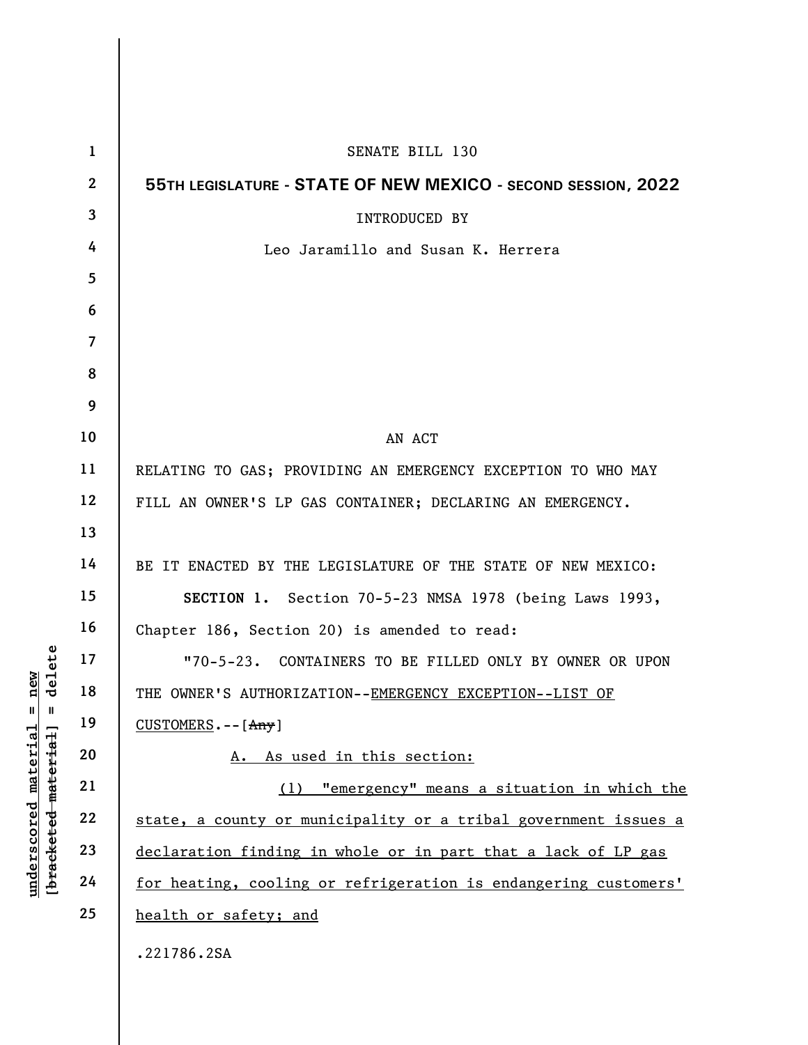SENATE BILL 130

**55TH LEGISLATURE - STATE OF NEW MEXICO - SECOND SESSION, 2022**

INTRODUCED BY

Leo Jaramillo and Susan K. Herrera

AN ACT

RELATING TO GAS; PROVIDING AN EMERGENCY EXCEPTION TO WHO MAY FILL AN OWNER'S LP GAS CONTAINER; DECLARING AN EMERGENCY.

BE IT ENACTED BY THE LEGISLATURE OF THE STATE OF NEW MEXICO:

**SECTION 1.** Section 70-5-23 NMSA 1978 (being Laws 1993, Chapter 186, Section 20) is amended to read:

"70-5-23. CONTAINERS TO BE FILLED ONLY BY OWNER OR UPON THE OWNER'S AUTHORIZATION--EMERGENCY EXCEPTION--LIST OF CUSTOMERS.--[~~Any~~]

A. As used in this section:

(1) "emergency" means a situation in which the state, a county or municipality or a tribal government issues a declaration finding in whole or in part that a lack of LP gas for heating, cooling or refrigeration is endangering customers' health or safety; and

.221786.2SA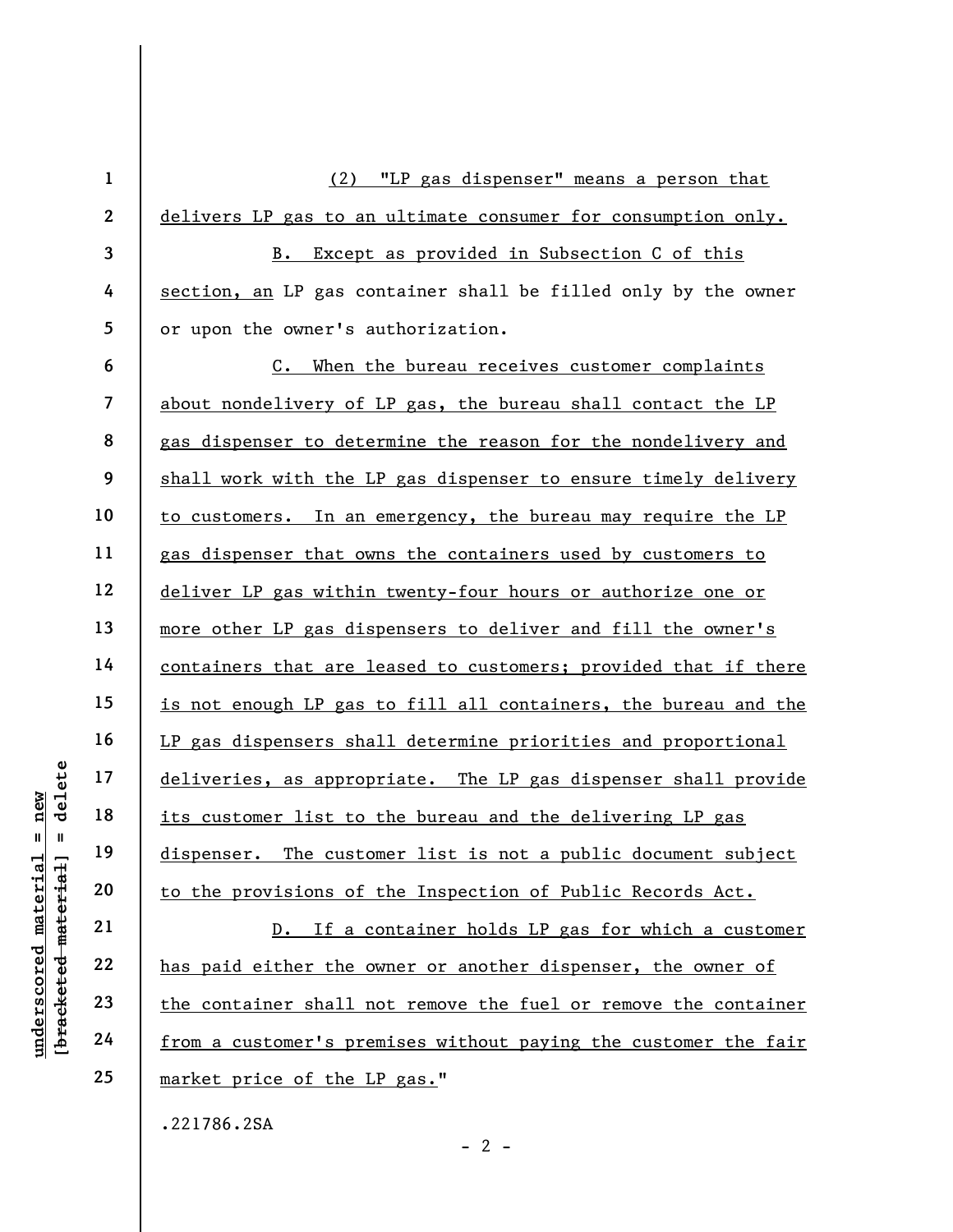(2) "LP gas dispenser" means a person that delivers LP gas to an ultimate consumer for consumption only.

B. Except as provided in Subsection C of this section, an LP gas container shall be filled only by the owner or upon the owner's authorization.

C. When the bureau receives customer complaints about nondelivery of LP gas, the bureau shall contact the LP gas dispenser to determine the reason for the nondelivery and shall work with the LP gas dispenser to ensure timely delivery to customers. In an emergency, the bureau may require the LP gas dispenser that owns the containers used by customers to deliver LP gas within twenty-four hours or authorize one or more other LP gas dispensers to deliver and fill the owner's containers that are leased to customers; provided that if there is not enough LP gas to fill all containers, the bureau and the LP gas dispensers shall determine priorities and proportional deliveries, as appropriate. The LP gas dispenser shall provide its customer list to the bureau and the delivering LP gas dispenser. The customer list is not a public document subject to the provisions of the Inspection of Public Records Act.

D. If a container holds LP gas for which a customer has paid either the owner or another dispenser, the owner of the container shall not remove the fuel or remove the container from a customer's premises without paying the customer the fair market price of the LP gas."

.221786.2SA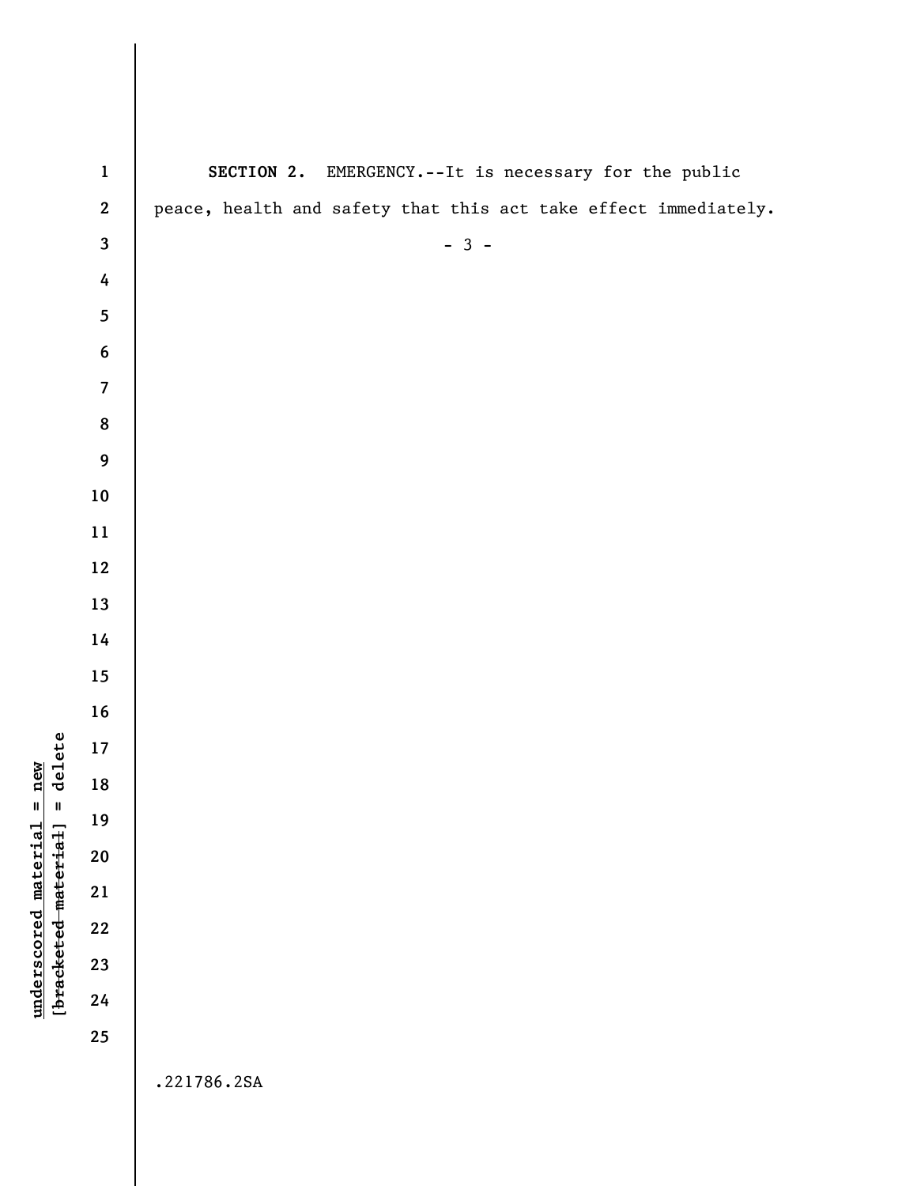**SECTION 2.** EMERGENCY.--It is necessary for the public peace, health and safety that this act take effect immediately.

- 3 -

.221786.2SA